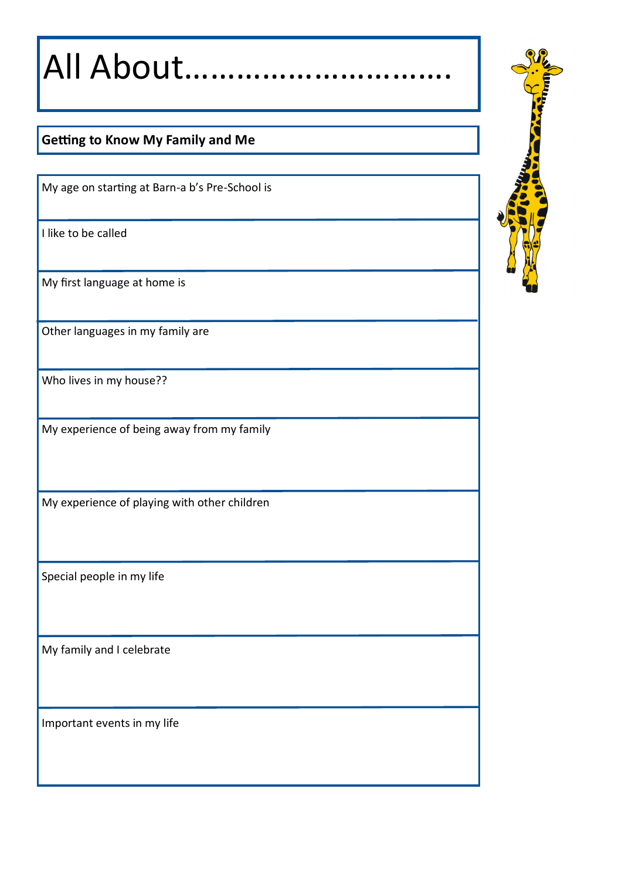# All About……………………………

**Getting to Know My Family and Me**

| |
|---|
| My age on starting at Barn-a b's Pre-School is |
| I like to be called |
| My first language at home is |
| Other languages in my family are |
| Who lives in my house?? |
| My experience of being away from my family |
| My experience of playing with other children |
| Special people in my life |
| My family and I celebrate |
| Important events in my life |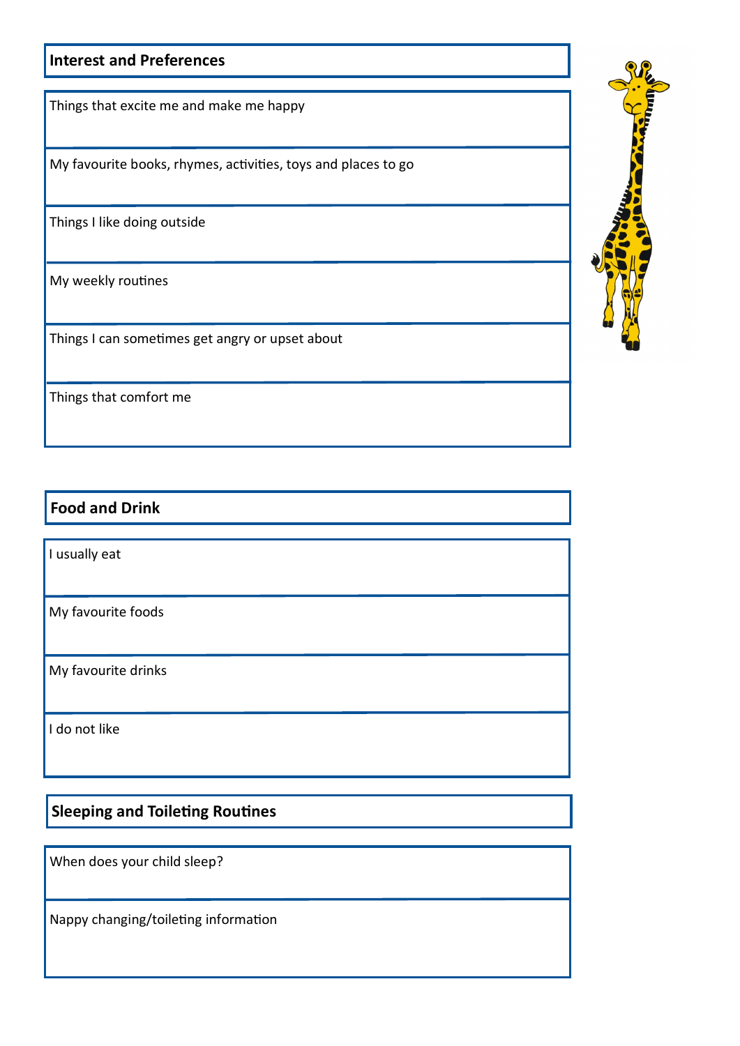## Interest and Preferences

| Things that excite me and make me happy |
| --- |
| My favourite books, rhymes, activities, toys and places to go |
| Things I like doing outside |
| My weekly routines |
| Things I can sometimes get angry or upset about |
| Things that comfort me |

## Food and Drink

| I usually eat |
| --- |
| My favourite foods |
| My favourite drinks |
| I do not like |

## Sleeping and Toileting Routines

| When does your child sleep? |
| --- |
| Nappy changing/toileting information |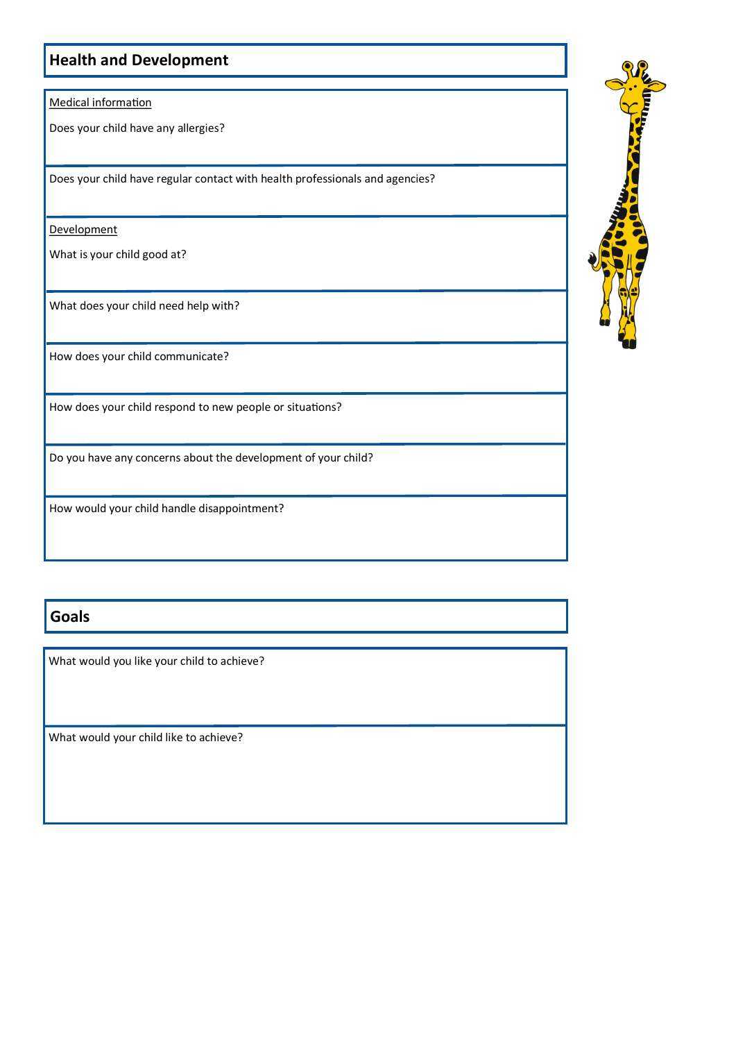## Health and Development

Medical information

Does your child have any allergies?

Does your child have regular contact with health professionals and agencies?

Development

What is your child good at?

What does your child need help with?

How does your child communicate?

How does your child respond to new people or situations?

Do you have any concerns about the development of your child?

How would your child handle disappointment?

## Goals

What would you like your child to achieve?

What would your child like to achieve?